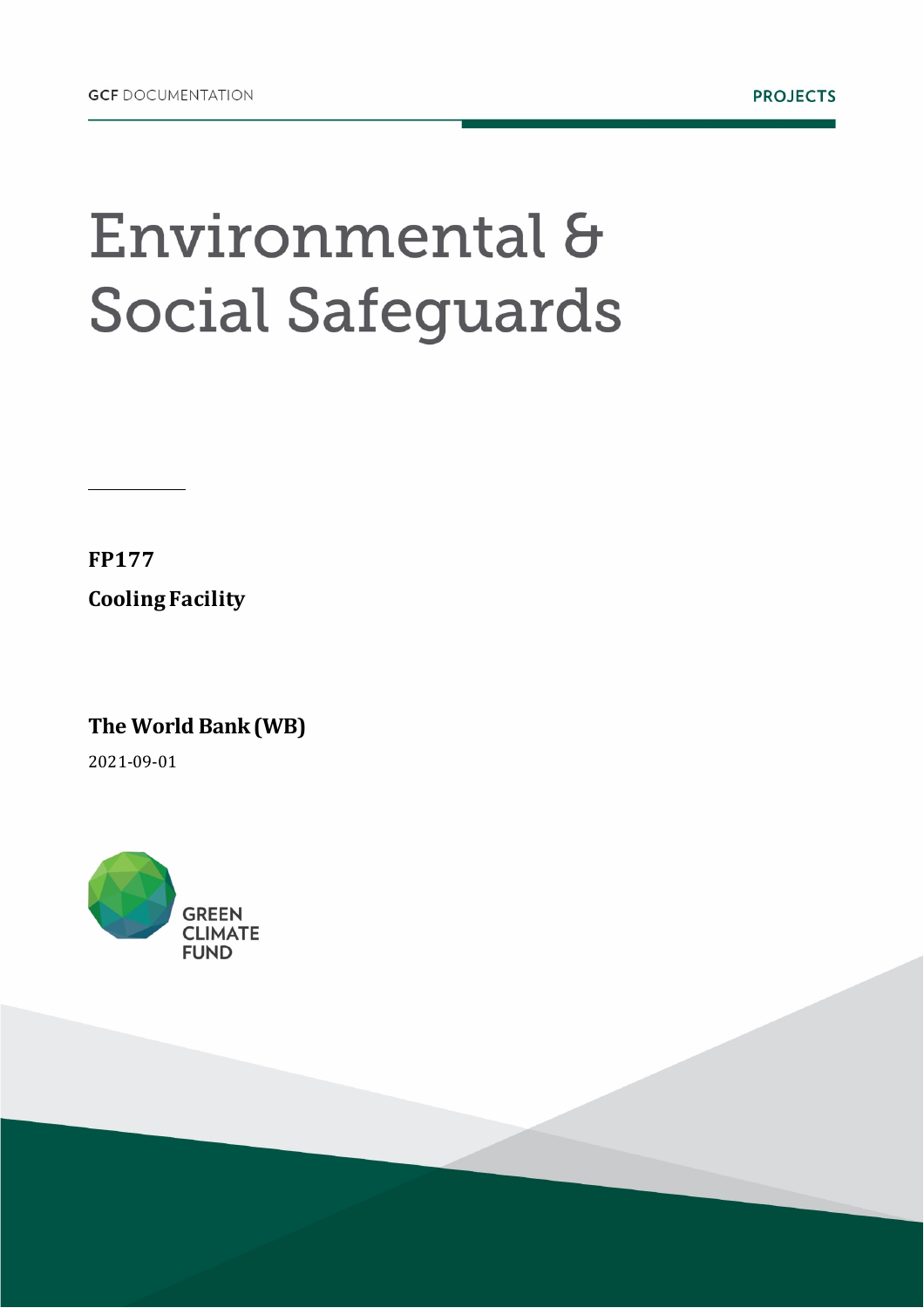GCF DOCUMENTATION

PROJECTS

# Environmental & Social Safeguards

**FP177**

**Cooling Facility**

**The World Bank (WB)**

2021-09-01

GREEN CLIMATE FUND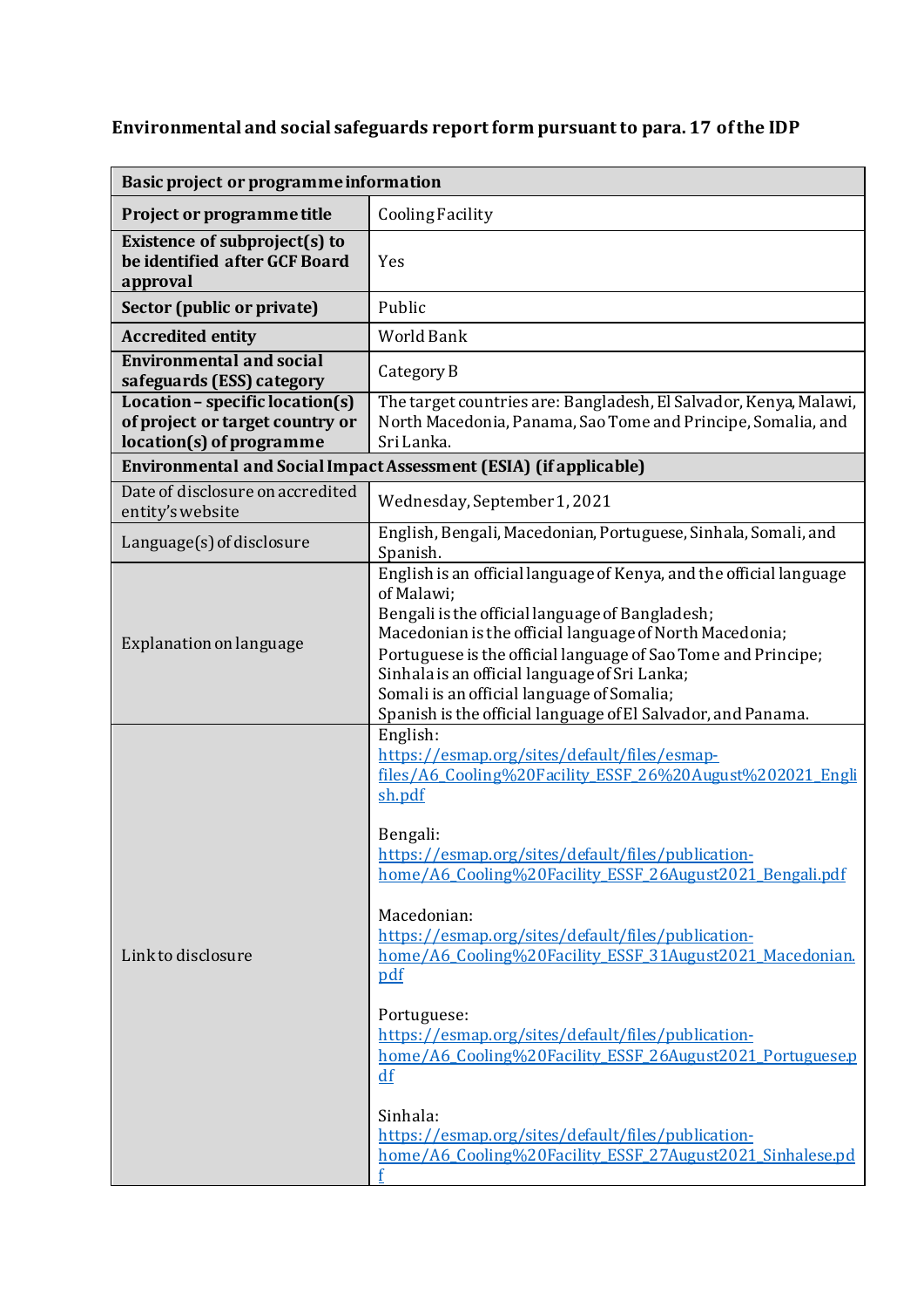**Environmental and social safeguards report form pursuant to para. 17 of the IDP**

| **Basic project or programme information** | |
|---|---|
| **Project or programme title** | Cooling Facility |
| **Existence of subproject(s) to be identified after GCF Board approval** | Yes |
| **Sector (public or private)** | Public |
| **Accredited entity** | World Bank |
| **Environmental and social safeguards (ESS) category** | Category B |
| **Location – specific location(s) of project or target country or location(s) of programme** | The target countries are: Bangladesh, El Salvador, Kenya, Malawi, North Macedonia, Panama, Sao Tome and Principe, Somalia, and Sri Lanka. |
| **Environmental and Social Impact Assessment (ESIA) (if applicable)** | |
| Date of disclosure on accredited entity's website | Wednesday, September 1, 2021 |
| Language(s) of disclosure | English, Bengali, Macedonian, Portuguese, Sinhala, Somali, and Spanish. |
| Explanation on language | English is an official language of Kenya, and the official language of Malawi;<br>Bengali is the official language of Bangladesh;<br>Macedonian is the official language of North Macedonia;<br>Portuguese is the official language of Sao Tome and Principe;<br>Sinhala is an official language of Sri Lanka;<br>Somali is an official language of Somalia;<br>Spanish is the official language of El Salvador, and Panama. |
| Link to disclosure | English:<br>https://esmap.org/sites/default/files/esmap-files/A6_Cooling%20Facility_ESSF_26%20August%202021_English.pdf<br><br>Bengali:<br>https://esmap.org/sites/default/files/publication-home/A6_Cooling%20Facility_ESSF_26August2021_Bengali.pdf<br><br>Macedonian:<br>https://esmap.org/sites/default/files/publication-home/A6_Cooling%20Facility_ESSF_31August2021_Macedonian.pdf<br><br>Portuguese:<br>https://esmap.org/sites/default/files/publication-home/A6_Cooling%20Facility_ESSF_26August2021_Portuguese.pdf<br><br>Sinhala:<br>https://esmap.org/sites/default/files/publication-home/A6_Cooling%20Facility_ESSF_27August2021_Sinhalese.pdf |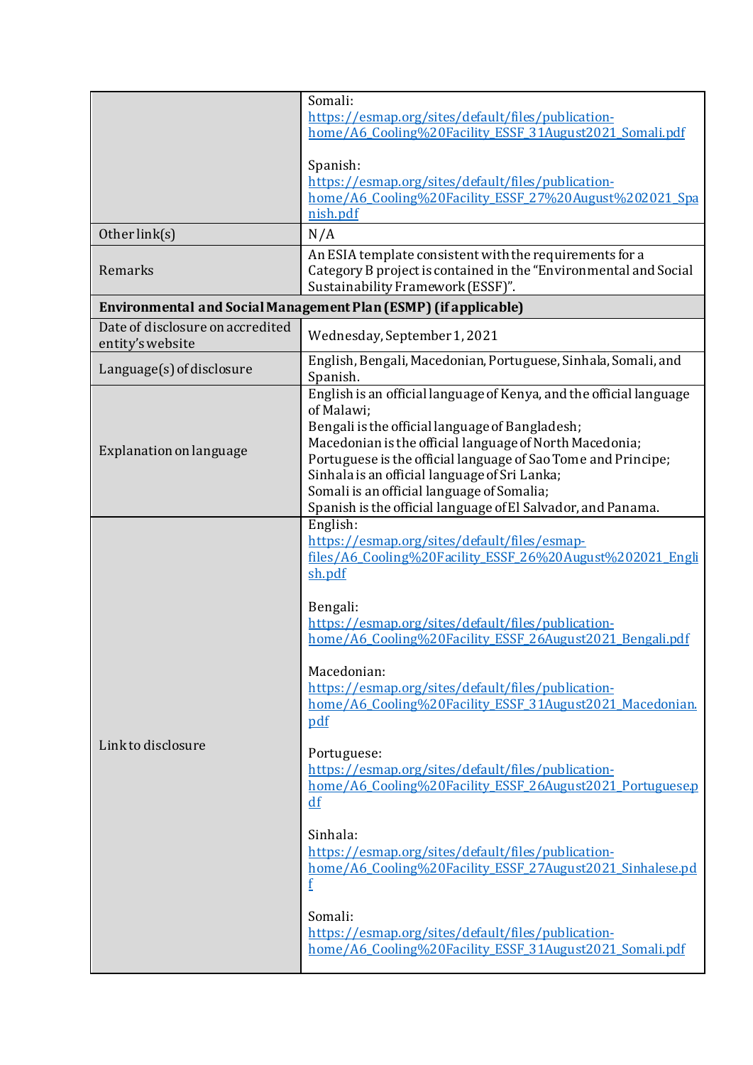|  |  |
|---|---|
|  | Somali:<br>https://esmap.org/sites/default/files/publication-home/A6_Cooling%20Facility_ESSF_31August2021_Somali.pdf<br><br>Spanish:<br>https://esmap.org/sites/default/files/publication-home/A6_Cooling%20Facility_ESSF_27%20August%202021_Spanish.pdf |
| Other link(s) | N/A |
| Remarks | An ESIA template consistent with the requirements for a Category B project is contained in the "Environmental and Social Sustainability Framework (ESSF)". |
| **Environmental and Social Management Plan (ESMP) (if applicable)** | |
| Date of disclosure on accredited entity's website | Wednesday, September 1, 2021 |
| Language(s) of disclosure | English, Bengali, Macedonian, Portuguese, Sinhala, Somali, and Spanish. |
| Explanation on language | English is an official language of Kenya, and the official language of Malawi;<br>Bengali is the official language of Bangladesh;<br>Macedonian is the official language of North Macedonia;<br>Portuguese is the official language of Sao Tome and Principe;<br>Sinhala is an official language of Sri Lanka;<br>Somali is an official language of Somalia;<br>Spanish is the official language of El Salvador, and Panama. |
| Link to disclosure | English:<br>https://esmap.org/sites/default/files/esmap-files/A6_Cooling%20Facility_ESSF_26%20August%202021_English.pdf<br><br>Bengali:<br>https://esmap.org/sites/default/files/publication-home/A6_Cooling%20Facility_ESSF_26August2021_Bengali.pdf<br><br>Macedonian:<br>https://esmap.org/sites/default/files/publication-home/A6_Cooling%20Facility_ESSF_31August2021_Macedonian.pdf<br><br>Portuguese:<br>https://esmap.org/sites/default/files/publication-home/A6_Cooling%20Facility_ESSF_26August2021_Portuguese.pdf<br><br>Sinhala:<br>https://esmap.org/sites/default/files/publication-home/A6_Cooling%20Facility_ESSF_27August2021_Sinhalese.pdf<br><br>Somali:<br>https://esmap.org/sites/default/files/publication-home/A6_Cooling%20Facility_ESSF_31August2021_Somali.pdf |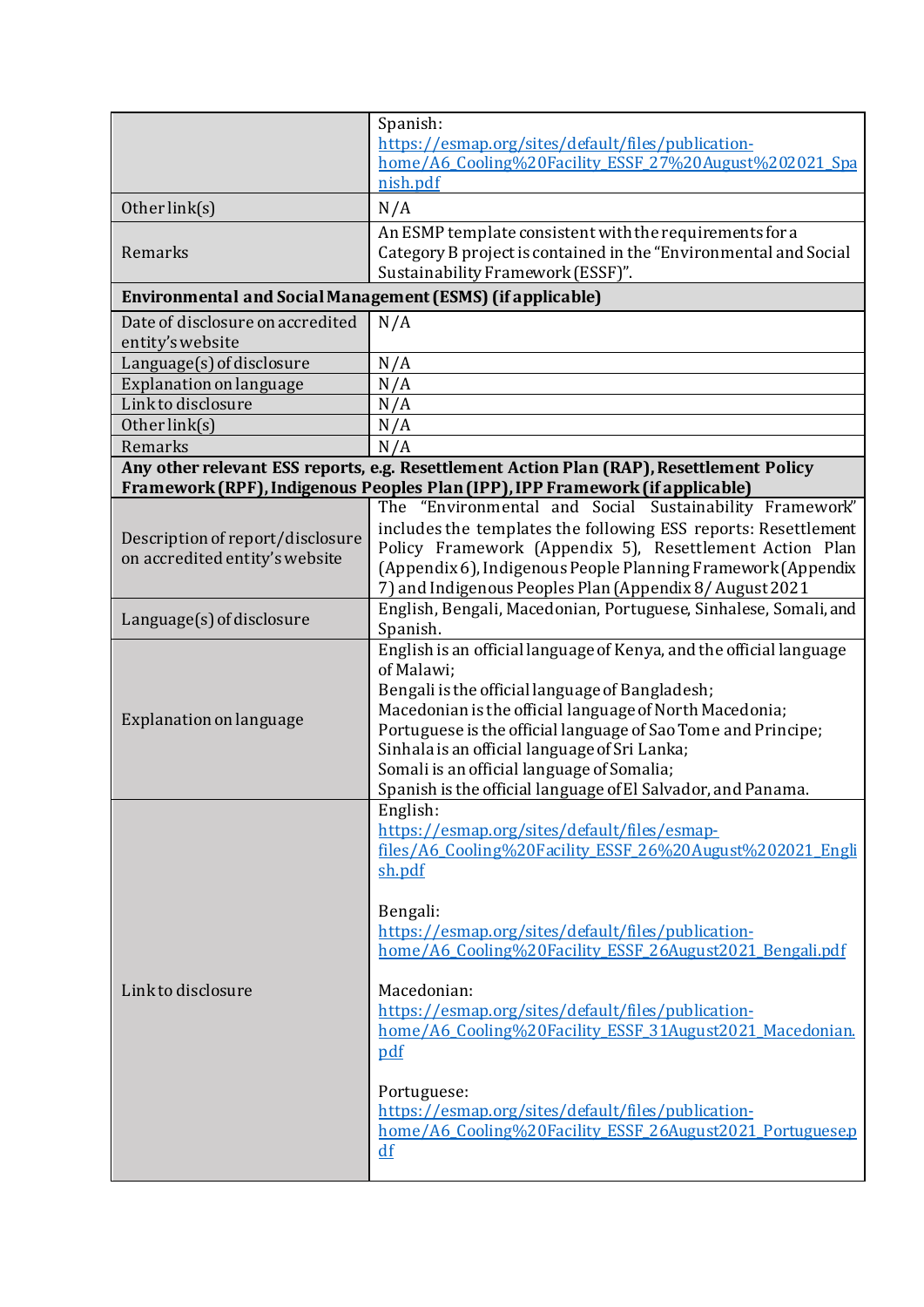| | |
|---|---|
| | Spanish: https://esmap.org/sites/default/files/publication-home/A6_Cooling%20Facility_ESSF_27%20August%202021_Spanish.pdf |
| Other link(s) | N/A |
| Remarks | An ESMP template consistent with the requirements for a Category B project is contained in the "Environmental and Social Sustainability Framework (ESSF)". |
| **Environmental and Social Management (ESMS) (if applicable)** | |
| Date of disclosure on accredited entity's website | N/A |
| Language(s) of disclosure | N/A |
| Explanation on language | N/A |
| Link to disclosure | N/A |
| Other link(s) | N/A |
| Remarks | N/A |
| **Any other relevant ESS reports, e.g. Resettlement Action Plan (RAP), Resettlement Policy Framework (RPF), Indigenous Peoples Plan (IPP), IPP Framework (if applicable)** | |
| Description of report/disclosure on accredited entity's website | The "Environmental and Social Sustainability Framework" includes the templates the following ESS reports: Resettlement Policy Framework (Appendix 5), Resettlement Action Plan (Appendix 6), Indigenous People Planning Framework (Appendix 7) and Indigenous Peoples Plan (Appendix 8/ August 2021 |
| Language(s) of disclosure | English, Bengali, Macedonian, Portuguese, Sinhalese, Somali, and Spanish. |
| Explanation on language | English is an official language of Kenya, and the official language of Malawi;<br>Bengali is the official language of Bangladesh;<br>Macedonian is the official language of North Macedonia;<br>Portuguese is the official language of Sao Tome and Principe;<br>Sinhala is an official language of Sri Lanka;<br>Somali is an official language of Somalia;<br>Spanish is the official language of El Salvador, and Panama. |
| Link to disclosure | English: https://esmap.org/sites/default/files/esmap-files/A6_Cooling%20Facility_ESSF_26%20August%202021_English.pdf<br><br>Bengali: https://esmap.org/sites/default/files/publication-home/A6_Cooling%20Facility_ESSF_26August2021_Bengali.pdf<br><br>Macedonian: https://esmap.org/sites/default/files/publication-home/A6_Cooling%20Facility_ESSF_31August2021_Macedonian.pdf<br><br>Portuguese: https://esmap.org/sites/default/files/publication-home/A6_Cooling%20Facility_ESSF_26August2021_Portuguese.pdf |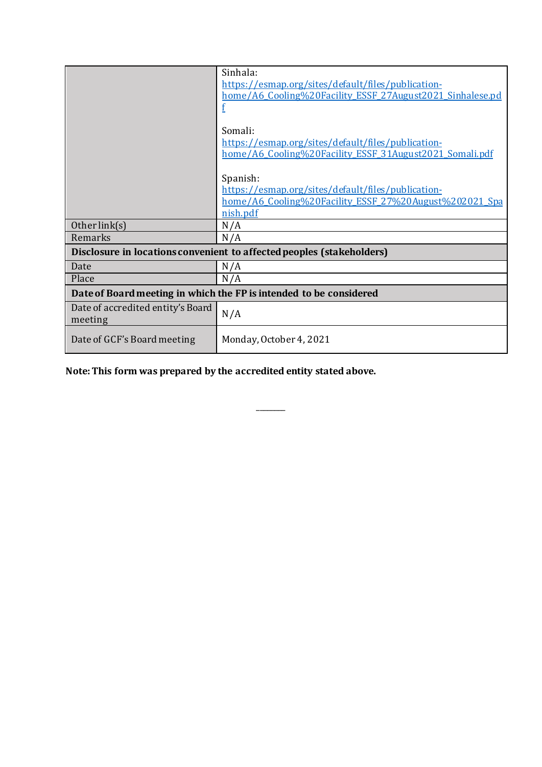| | |
|---|---|
| | Sinhala:<br>https://esmap.org/sites/default/files/publication-home/A6_Cooling%20Facility_ESSF_27August2021_Sinhalese.pdf<br><br>Somali:<br>https://esmap.org/sites/default/files/publication-home/A6_Cooling%20Facility_ESSF_31August2021_Somali.pdf<br><br>Spanish:<br>https://esmap.org/sites/default/files/publication-home/A6_Cooling%20Facility_ESSF_27%20August%202021_Spanish.pdf |
| Other link(s) | N/A |
| Remarks | N/A |
| **Disclosure in locations convenient to affected peoples (stakeholders)** | |
| Date | N/A |
| Place | N/A |
| **Date of Board meeting in which the FP is intended to be considered** | |
| Date of accredited entity's Board meeting | N/A |
| Date of GCF's Board meeting | Monday, October 4, 2021 |

**Note: This form was prepared by the accredited entity stated above.**

\_\_\_\_\_\_